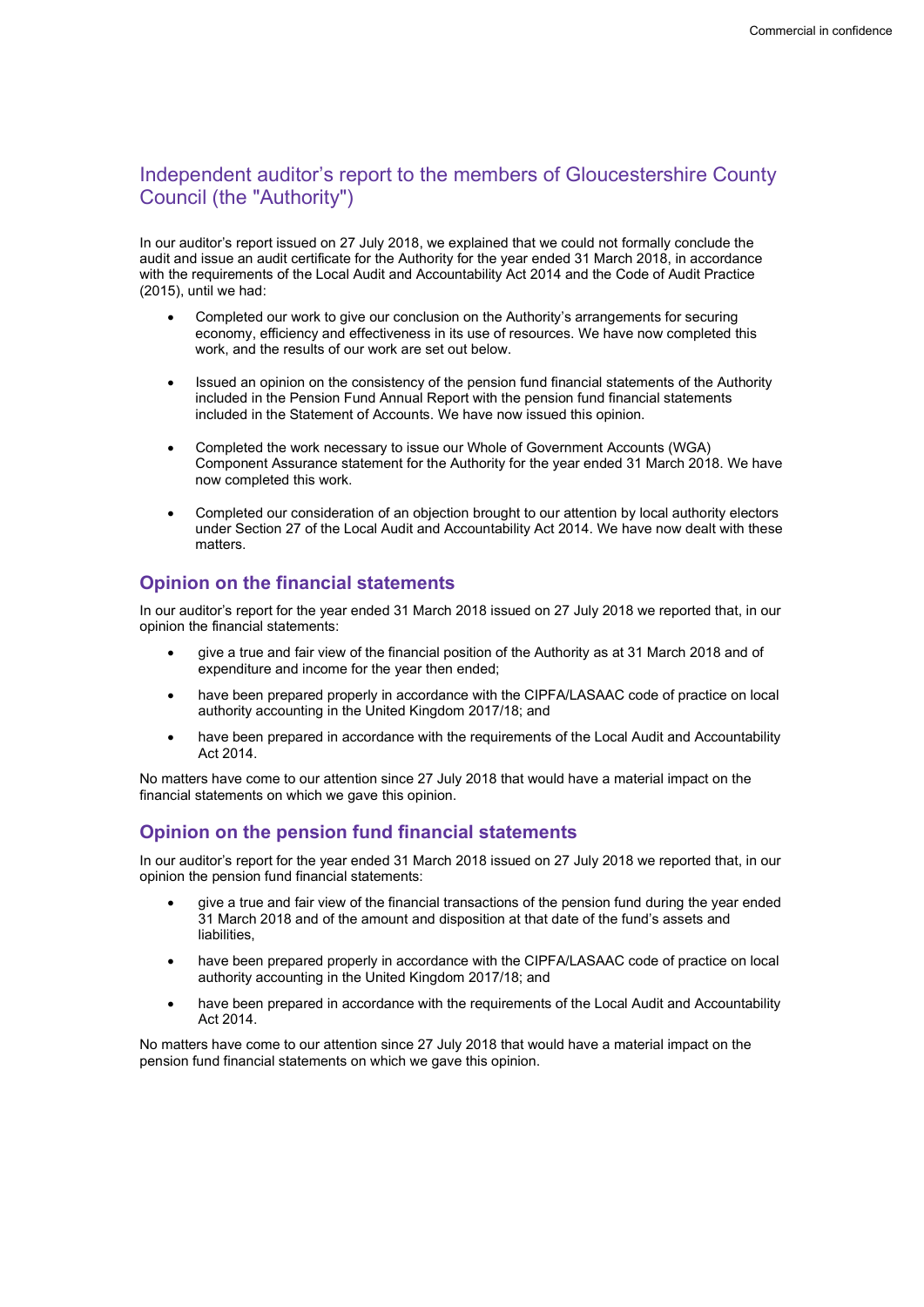# Independent auditor's report to the members of Gloucestershire County Council (the "Authority")

In our auditor's report issued on 27 July 2018, we explained that we could not formally conclude the audit and issue an audit certificate for the Authority for the year ended 31 March 2018, in accordance with the requirements of the Local Audit and Accountability Act 2014 and the Code of Audit Practice (2015), until we had:

- Completed our work to give our conclusion on the Authority's arrangements for securing economy, efficiency and effectiveness in its use of resources. We have now completed this work, and the results of our work are set out below.
- Issued an opinion on the consistency of the pension fund financial statements of the Authority included in the Pension Fund Annual Report with the pension fund financial statements included in the Statement of Accounts. We have now issued this opinion.
- Completed the work necessary to issue our Whole of Government Accounts (WGA) Component Assurance statement for the Authority for the year ended 31 March 2018. We have now completed this work.
- Completed our consideration of an objection brought to our attention by local authority electors under Section 27 of the Local Audit and Accountability Act 2014. We have now dealt with these matters.

## Opinion on the financial statements

In our auditor's report for the year ended 31 March 2018 issued on 27 July 2018 we reported that, in our opinion the financial statements:

- give a true and fair view of the financial position of the Authority as at 31 March 2018 and of expenditure and income for the year then ended;
- have been prepared properly in accordance with the CIPFA/LASAAC code of practice on local authority accounting in the United Kingdom 2017/18; and
- have been prepared in accordance with the requirements of the Local Audit and Accountability Act 2014.

No matters have come to our attention since 27 July 2018 that would have a material impact on the financial statements on which we gave this opinion.

## Opinion on the pension fund financial statements

In our auditor's report for the year ended 31 March 2018 issued on 27 July 2018 we reported that, in our opinion the pension fund financial statements:

- give a true and fair view of the financial transactions of the pension fund during the year ended 31 March 2018 and of the amount and disposition at that date of the fund's assets and liabilities,
- have been prepared properly in accordance with the CIPFA/LASAAC code of practice on local authority accounting in the United Kingdom 2017/18; and
- have been prepared in accordance with the requirements of the Local Audit and Accountability Act 2014.

No matters have come to our attention since 27 July 2018 that would have a material impact on the pension fund financial statements on which we gave this opinion.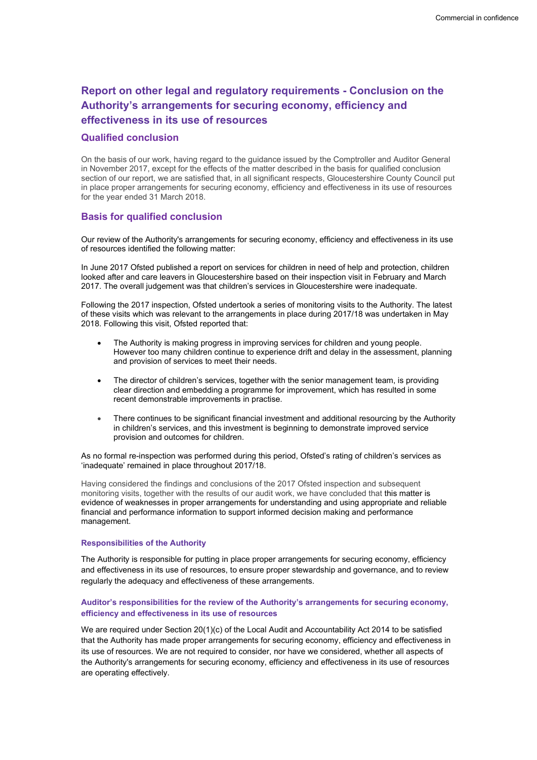## Report on other legal and regulatory requirements - Conclusion on the Authority's arrangements for securing economy, efficiency and effectiveness in its use of resources

### Qualified conclusion

On the basis of our work, having regard to the guidance issued by the Comptroller and Auditor General in November 2017, except for the effects of the matter described in the basis for qualified conclusion section of our report, we are satisfied that, in all significant respects, Gloucestershire County Council put in place proper arrangements for securing economy, efficiency and effectiveness in its use of resources for the year ended 31 March 2018.

### Basis for qualified conclusion

Our review of the Authority's arrangements for securing economy, efficiency and effectiveness in its use of resources identified the following matter:

In June 2017 Ofsted published a report on services for children in need of help and protection, children looked after and care leavers in Gloucestershire based on their inspection visit in February and March 2017. The overall judgement was that children's services in Gloucestershire were inadequate.

Following the 2017 inspection, Ofsted undertook a series of monitoring visits to the Authority. The latest of these visits which was relevant to the arrangements in place during 2017/18 was undertaken in May 2018. Following this visit, Ofsted reported that:

- The Authority is making progress in improving services for children and young people. However too many children continue to experience drift and delay in the assessment, planning and provision of services to meet their needs.
- The director of children's services, together with the senior management team, is providing clear direction and embedding a programme for improvement, which has resulted in some recent demonstrable improvements in practise.
- There continues to be significant financial investment and additional resourcing by the Authority in children's services, and this investment is beginning to demonstrate improved service provision and outcomes for children.

As no formal re-inspection was performed during this period, Ofsted's rating of children's services as 'inadequate' remained in place throughout 2017/18.

Having considered the findings and conclusions of the 2017 Ofsted inspection and subsequent monitoring visits, together with the results of our audit work, we have concluded that this matter is evidence of weaknesses in proper arrangements for understanding and using appropriate and reliable financial and performance information to support informed decision making and performance management.

#### Responsibilities of the Authority

The Authority is responsible for putting in place proper arrangements for securing economy, efficiency and effectiveness in its use of resources, to ensure proper stewardship and governance, and to review regularly the adequacy and effectiveness of these arrangements.

#### Auditor's responsibilities for the review of the Authority's arrangements for securing economy, efficiency and effectiveness in its use of resources

We are required under Section 20(1)(c) of the Local Audit and Accountability Act 2014 to be satisfied that the Authority has made proper arrangements for securing economy, efficiency and effectiveness in its use of resources. We are not required to consider, nor have we considered, whether all aspects of the Authority's arrangements for securing economy, efficiency and effectiveness in its use of resources are operating effectively.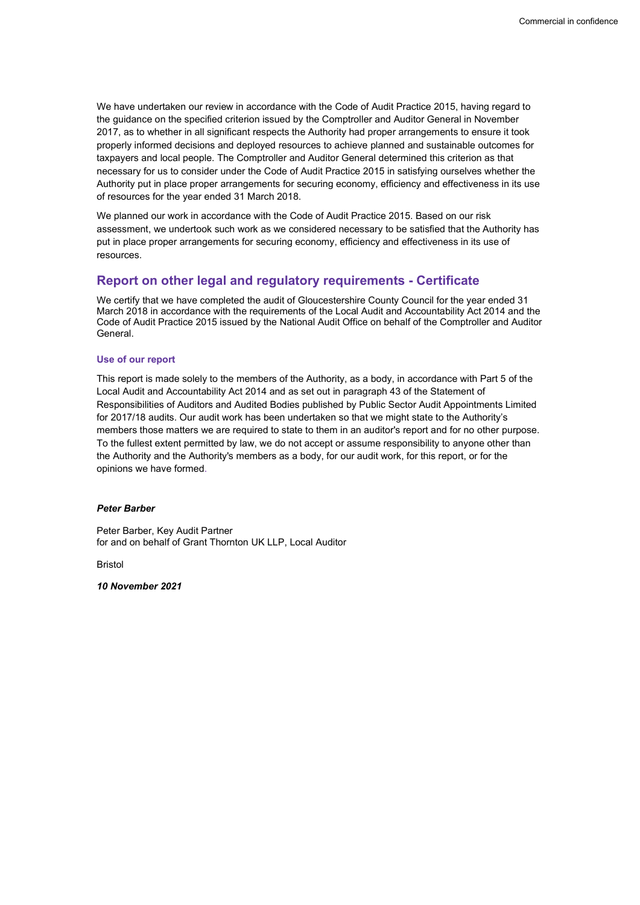We have undertaken our review in accordance with the Code of Audit Practice 2015, having regard to the guidance on the specified criterion issued by the Comptroller and Auditor General in November 2017, as to whether in all significant respects the Authority had proper arrangements to ensure it took properly informed decisions and deployed resources to achieve planned and sustainable outcomes for taxpayers and local people. The Comptroller and Auditor General determined this criterion as that necessary for us to consider under the Code of Audit Practice 2015 in satisfying ourselves whether the Authority put in place proper arrangements for securing economy, efficiency and effectiveness in its use of resources for the year ended 31 March 2018.

We planned our work in accordance with the Code of Audit Practice 2015. Based on our risk assessment, we undertook such work as we considered necessary to be satisfied that the Authority has put in place proper arrangements for securing economy, efficiency and effectiveness in its use of resources.

## Report on other legal and regulatory requirements - Certificate

We certify that we have completed the audit of Gloucestershire County Council for the year ended 31 March 2018 in accordance with the requirements of the Local Audit and Accountability Act 2014 and the Code of Audit Practice 2015 issued by the National Audit Office on behalf of the Comptroller and Auditor General.

### Use of our report

This report is made solely to the members of the Authority, as a body, in accordance with Part 5 of the Local Audit and Accountability Act 2014 and as set out in paragraph 43 of the Statement of Responsibilities of Auditors and Audited Bodies published by Public Sector Audit Appointments Limited for 2017/18 audits. Our audit work has been undertaken so that we might state to the Authority's members those matters we are required to state to them in an auditor's report and for no other purpose. To the fullest extent permitted by law, we do not accept or assume responsibility to anyone other than the Authority and the Authority's members as a body, for our audit work, for this report, or for the opinions we have formed.

***Peter Barber***

Peter Barber, Key Audit Partner
for and on behalf of Grant Thornton UK LLP, Local Auditor

Bristol

***10 November 2021***